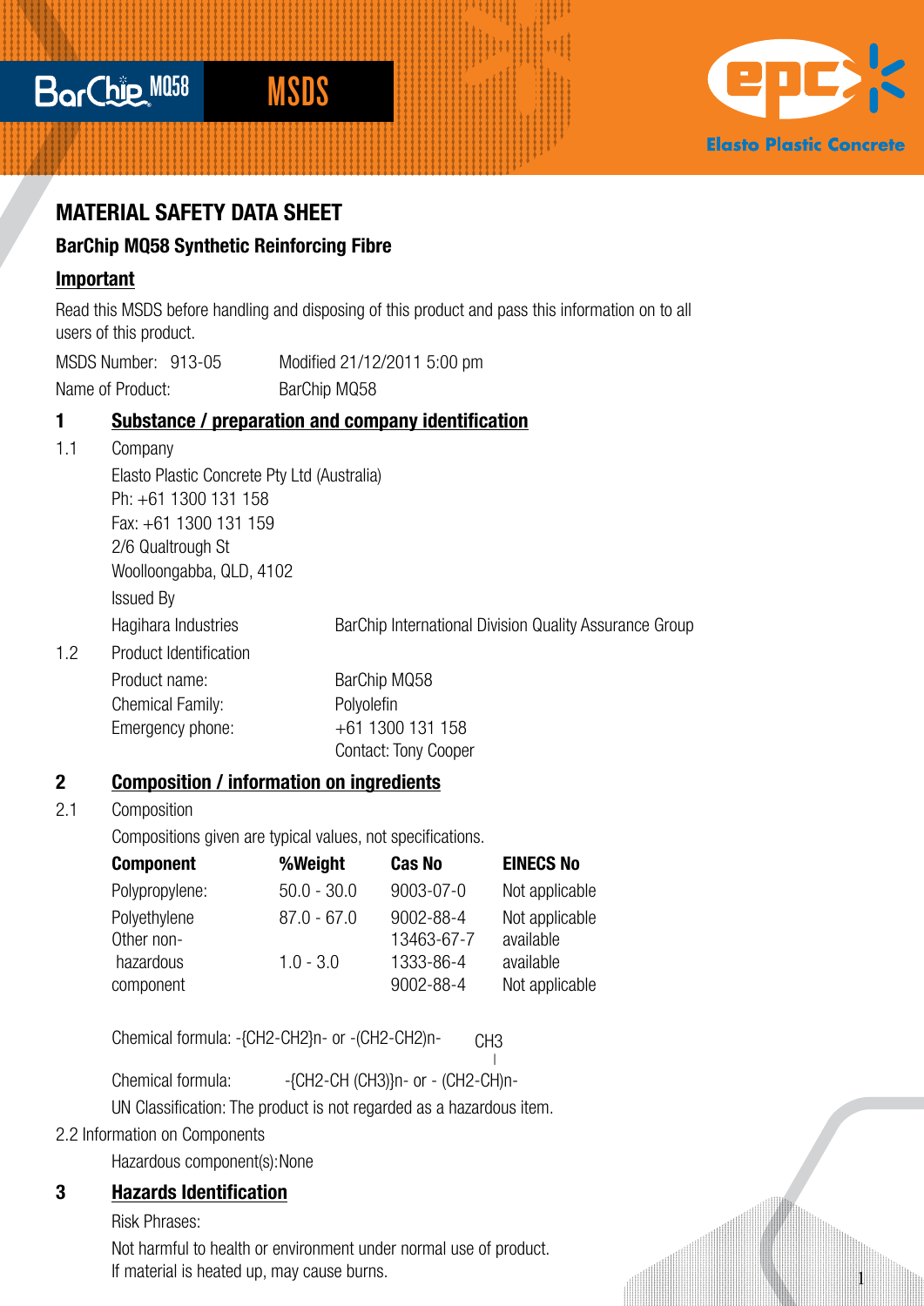BarChip MQ58 MSDS

epc Elasto Plastic Concrete

# MATERIAL SAFETY DATA SHEET

## BarChip MQ58 Synthetic Reinforcing Fibre

### Important

Read this MSDS before handling and disposing of this product and pass this information on to all users of this product.

MSDS Number: 913-05 Modified 21/12/2011 5:00 pm

Name of Product: BarChip MQ58

## 1 Substance / preparation and company identification

1.1 Company

Elasto Plastic Concrete Pty Ltd (Australia)
Ph: +61 1300 131 158
Fax: +61 1300 131 159
2/6 Qualtrough St
Woolloongabba, QLD, 4102

Issued By

Hagihara Industries — BarChip International Division Quality Assurance Group

1.2 Product Identification

| | |
|---|---|
| Product name: | BarChip MQ58 |
| Chemical Family: | Polyolefin |
| Emergency phone: | +61 1300 131 158 Contact: Tony Cooper |

## 2 Composition / information on ingredients

2.1 Composition

Compositions given are typical values, not specifications.

| Component | %Weight | Cas No | EINECS No |
|---|---|---|---|
| Polypropylene: | 50.0 - 30.0 | 9003-07-0 | Not applicable |
| Polyethylene | 87.0 - 67.0 | 9002-88-4 | Not applicable |
| Other non-hazardous component | 1.0 - 3.0 | 13463-67-7<br>1333-86-4<br>9002-88-4 | available<br>available<br>Not applicable |

Chemical formula: -{CH2-CH2}n- or -(CH2-CH2)n-

Chemical formula: -{CH2-CH (CH3)}n- or - (CH2-CH)n- (with CH3 branch)

UN Classification: The product is not regarded as a hazardous item.

2.2 Information on Components

Hazardous component(s): None

## 3 Hazards Identification

Risk Phrases:

Not harmful to health or environment under normal use of product.
If material is heated up, may cause burns.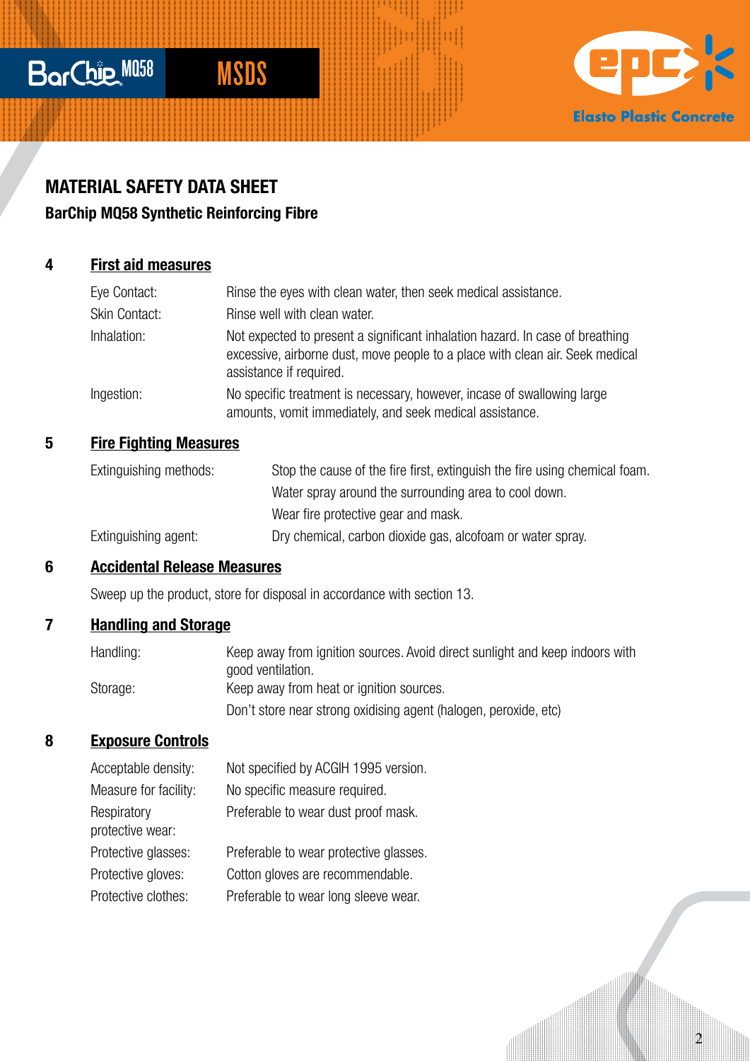# MATERIAL SAFETY DATA SHEET

## BarChip MQ58 Synthetic Reinforcing Fibre

### 4 First aid measures

| | |
|---|---|
| Eye Contact: | Rinse the eyes with clean water, then seek medical assistance. |
| Skin Contact: | Rinse well with clean water. |
| Inhalation: | Not expected to present a significant inhalation hazard. In case of breathing excessive, airborne dust, move people to a place with clean air. Seek medical assistance if required. |
| Ingestion: | No specific treatment is necessary, however, incase of swallowing large amounts, vomit immediately, and seek medical assistance. |

### 5 Fire Fighting Measures

| | |
|---|---|
| Extinguishing methods: | Stop the cause of the fire first, extinguish the fire using chemical foam.<br>Water spray around the surrounding area to cool down.<br>Wear fire protective gear and mask. |
| Extinguishing agent: | Dry chemical, carbon dioxide gas, alcofoam or water spray. |

### 6 Accidental Release Measures

Sweep up the product, store for disposal in accordance with section 13.

### 7 Handling and Storage

| | |
|---|---|
| Handling: | Keep away from ignition sources. Avoid direct sunlight and keep indoors with good ventilation. |
| Storage: | Keep away from heat or ignition sources.<br>Don't store near strong oxidising agent (halogen, peroxide, etc) |

### 8 Exposure Controls

| | |
|---|---|
| Acceptable density: | Not specified by ACGIH 1995 version. |
| Measure for facility: | No specific measure required. |
| Respiratory protective wear: | Preferable to wear dust proof mask. |
| Protective glasses: | Preferable to wear protective glasses. |
| Protective gloves: | Cotton gloves are recommendable. |
| Protective clothes: | Preferable to wear long sleeve wear. |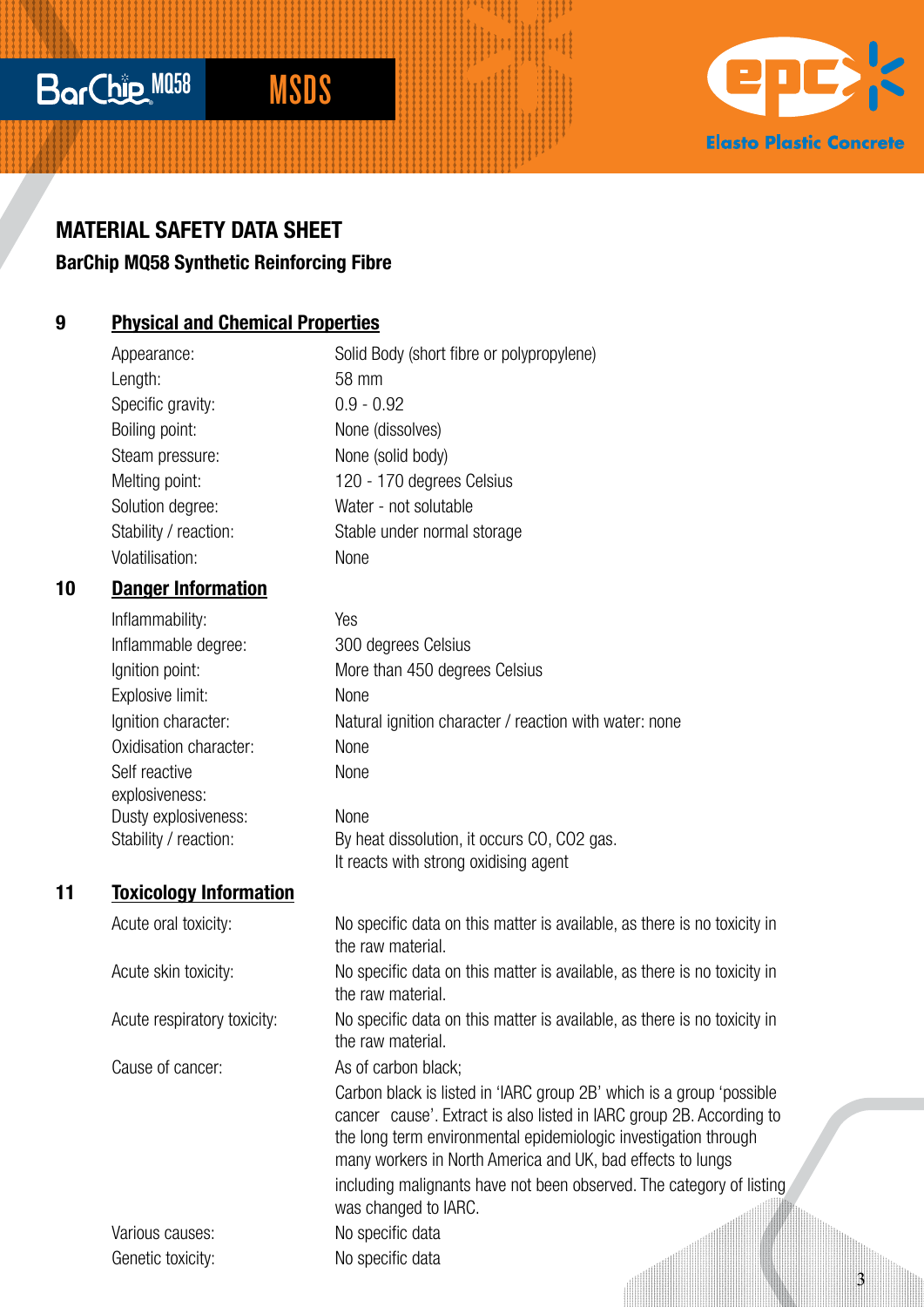# MATERIAL SAFETY DATA SHEET

## BarChip MQ58 Synthetic Reinforcing Fibre

### 9 Physical and Chemical Properties

| | |
|---|---|
| Appearance: | Solid Body (short fibre or polypropylene) |
| Length: | 58 mm |
| Specific gravity: | 0.9 - 0.92 |
| Boiling point: | None (dissolves) |
| Steam pressure: | None (solid body) |
| Melting point: | 120 - 170 degrees Celsius |
| Solution degree: | Water - not solutable |
| Stability / reaction: | Stable under normal storage |
| Volatilisation: | None |

### 10 Danger Information

| | |
|---|---|
| Inflammability: | Yes |
| Inflammable degree: | 300 degrees Celsius |
| Ignition point: | More than 450 degrees Celsius |
| Explosive limit: | None |
| Ignition character: | Natural ignition character / reaction with water: none |
| Oxidisation character: | None |
| Self reactive explosiveness: | None |
| Dusty explosiveness: | None |
| Stability / reaction: | By heat dissolution, it occurs CO, $CO_2$ gas. It reacts with strong oxidising agent |

### 11 Toxicology Information

| | |
|---|---|
| Acute oral toxicity: | No specific data on this matter is available, as there is no toxicity in the raw material. |
| Acute skin toxicity: | No specific data on this matter is available, as there is no toxicity in the raw material. |
| Acute respiratory toxicity: | No specific data on this matter is available, as there is no toxicity in the raw material. |
| Cause of cancer: | As of carbon black; Carbon black is listed in 'IARC group 2B' which is a group 'possible cancer cause'. Extract is also listed in IARC group 2B. According to the long term environmental epidemiologic investigation through many workers in North America and UK, bad effects to lungs including malignants have not been observed. The category of listing was changed to IARC. |
| Various causes: | No specific data |
| Genetic toxicity: | No specific data |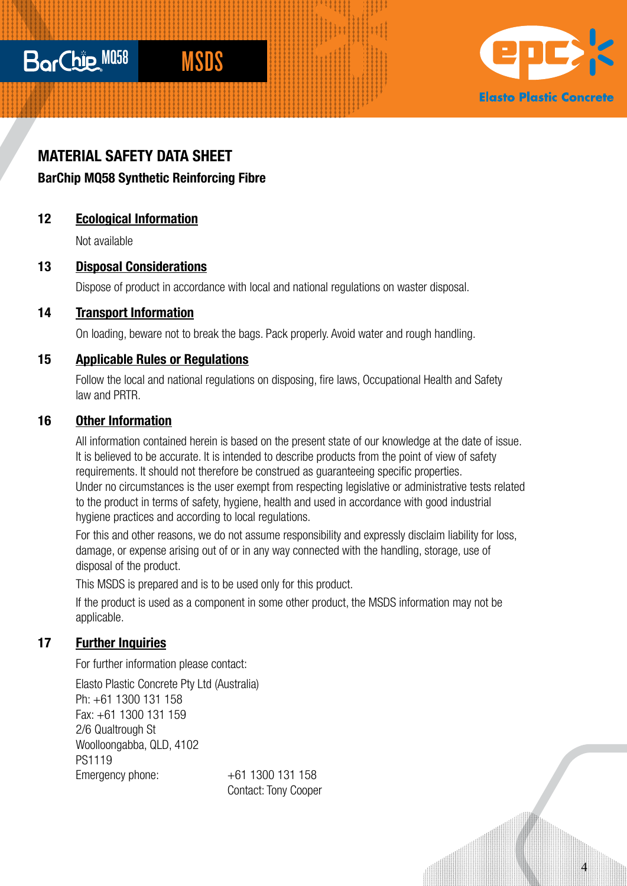# MATERIAL SAFETY DATA SHEET

## BarChip MQ58 Synthetic Reinforcing Fibre

### 12 Ecological Information

Not available

### 13 Disposal Considerations

Dispose of product in accordance with local and national regulations on waster disposal.

### 14 Transport Information

On loading, beware not to break the bags. Pack properly. Avoid water and rough handling.

### 15 Applicable Rules or Regulations

Follow the local and national regulations on disposing, fire laws, Occupational Health and Safety law and PRTR.

### 16 Other Information

All information contained herein is based on the present state of our knowledge at the date of issue. It is believed to be accurate. It is intended to describe products from the point of view of safety requirements. It should not therefore be construed as guaranteeing specific properties. Under no circumstances is the user exempt from respecting legislative or administrative tests related to the product in terms of safety, hygiene, health and used in accordance with good industrial hygiene practices and according to local regulations.

For this and other reasons, we do not assume responsibility and expressly disclaim liability for loss, damage, or expense arising out of or in any way connected with the handling, storage, use of disposal of the product.

This MSDS is prepared and is to be used only for this product.

If the product is used as a component in some other product, the MSDS information may not be applicable.

### 17 Further Inquiries

For further information please contact:

Elasto Plastic Concrete Pty Ltd (Australia)
Ph: +61 1300 131 158
Fax: +61 1300 131 159
2/6 Qualtrough St
Woolloongabba, QLD, 4102
PS1119
Emergency phone: +61 1300 131 158
Contact: Tony Cooper